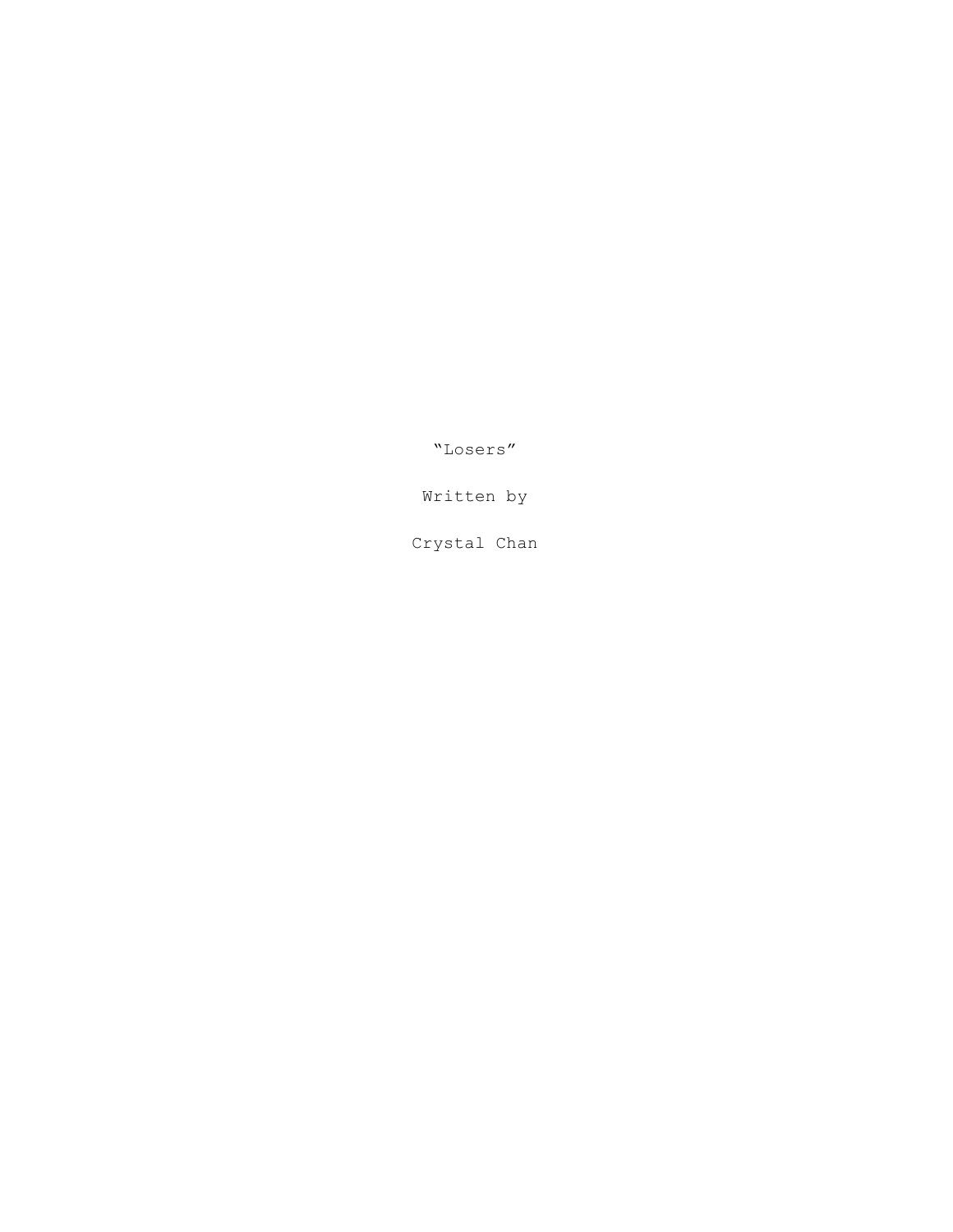"Losers"

Written by

Crystal Chan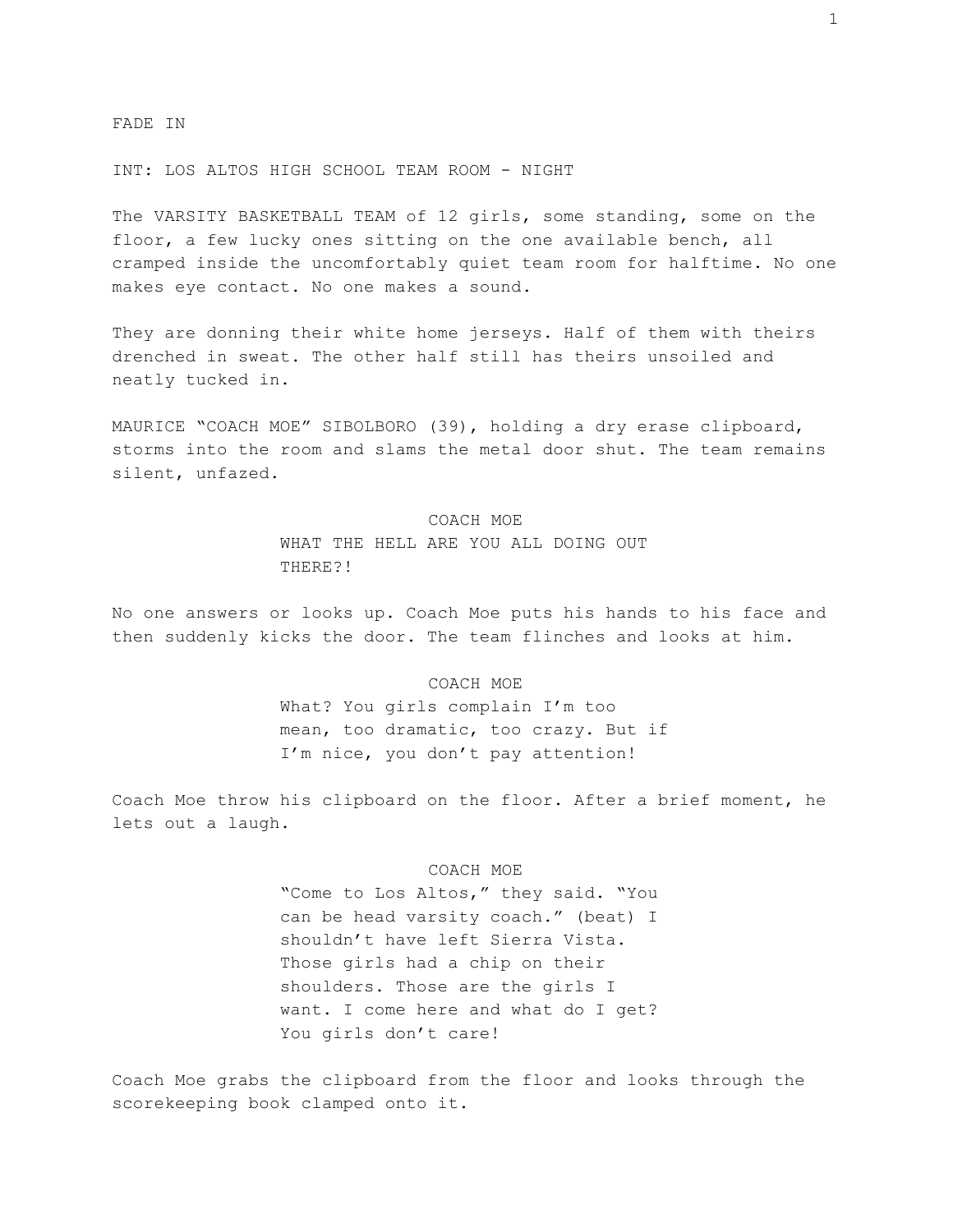FADE IN

INT: LOS ALTOS HIGH SCHOOL TEAM ROOM - NIGHT

The VARSITY BASKETBALL TEAM of 12 girls, some standing, some on the floor, a few lucky ones sitting on the one available bench, all cramped inside the uncomfortably quiet team room for halftime. No one makes eye contact. No one makes a sound.

They are donning their white home jerseys. Half of them with theirs drenched in sweat. The other half still has theirs unsoiled and neatly tucked in.

MAURICE “COACH MOE” SIBOLBORO (39), holding a dry erase clipboard, storms into the room and slams the metal door shut. The team remains silent, unfazed.

COACH MOE

WHAT THE HELL ARE YOU ALL DOING OUT THERE?!

No one answers or looks up. Coach Moe puts his hands to his face and then suddenly kicks the door. The team flinches and looks at him.

COACH MOE

What? You girls complain I’m too mean, too dramatic, too crazy. But if I’m nice, you don’t pay attention!

Coach Moe throw his clipboard on the floor. After a brief moment, he lets out a laugh.

COACH MOE

“Come to Los Altos,” they said. “You can be head varsity coach.” (beat) I shouldn’t have left Sierra Vista. Those girls had a chip on their shoulders. Those are the girls I want. I come here and what do I get? You girls don’t care!

Coach Moe grabs the clipboard from the floor and looks through the scorekeeping book clamped onto it.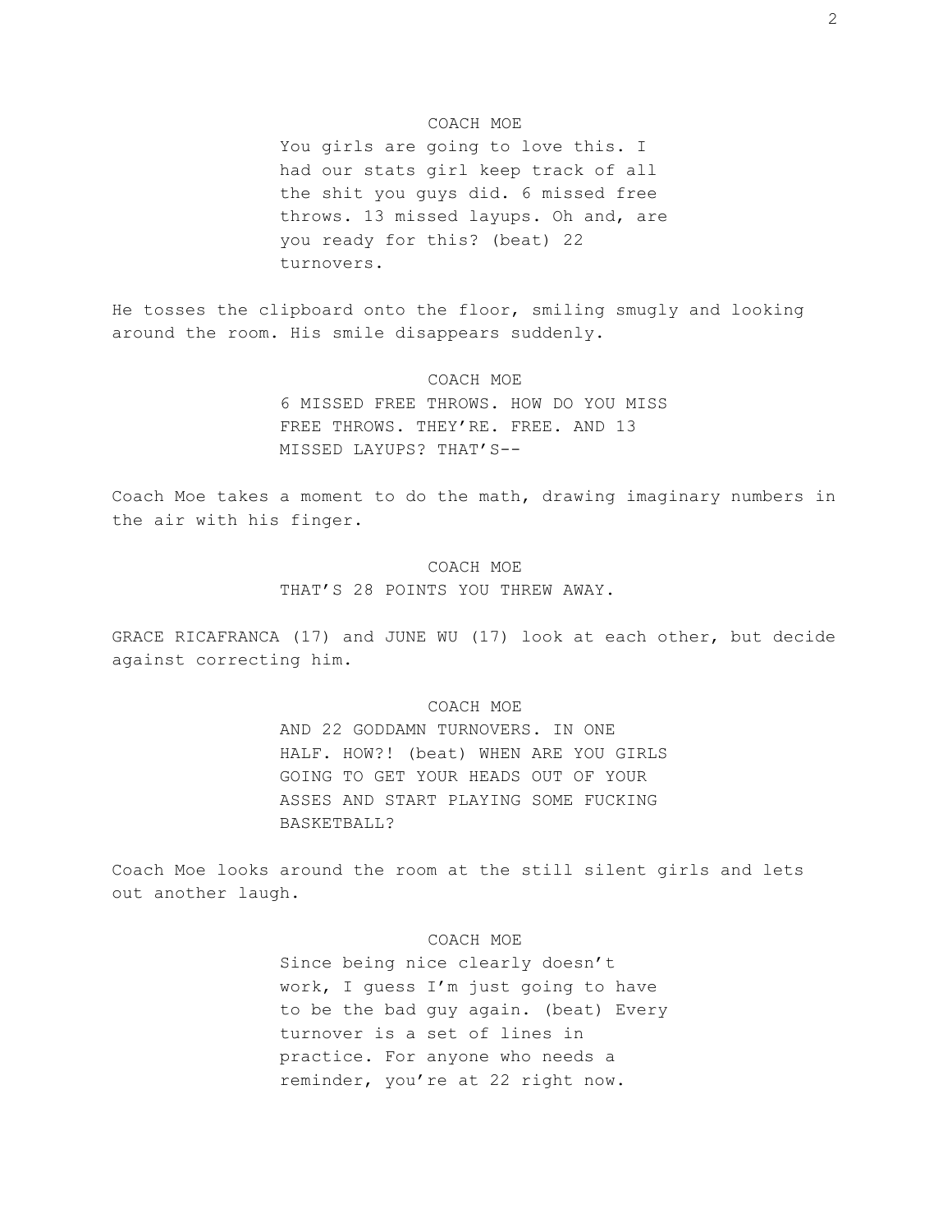COACH MOE

You girls are going to love this. I had our stats girl keep track of all the shit you guys did. 6 missed free throws. 13 missed layups. Oh and, are you ready for this? (beat) 22 turnovers.

He tosses the clipboard onto the floor, smiling smugly and looking around the room. His smile disappears suddenly.

COACH MOE

6 MISSED FREE THROWS. HOW DO YOU MISS FREE THROWS. THEY'RE. FREE. AND 13 MISSED LAYUPS? THAT'S--

Coach Moe takes a moment to do the math, drawing imaginary numbers in the air with his finger.

COACH MOE

THAT'S 28 POINTS YOU THREW AWAY.

GRACE RICAFRANCA (17) and JUNE WU (17) look at each other, but decide against correcting him.

COACH MOE

AND 22 GODDAMN TURNOVERS. IN ONE HALF. HOW?! (beat) WHEN ARE YOU GIRLS GOING TO GET YOUR HEADS OUT OF YOUR ASSES AND START PLAYING SOME FUCKING BASKETBALL?

Coach Moe looks around the room at the still silent girls and lets out another laugh.

COACH MOE

Since being nice clearly doesn't work, I guess I'm just going to have to be the bad guy again. (beat) Every turnover is a set of lines in practice. For anyone who needs a reminder, you're at 22 right now.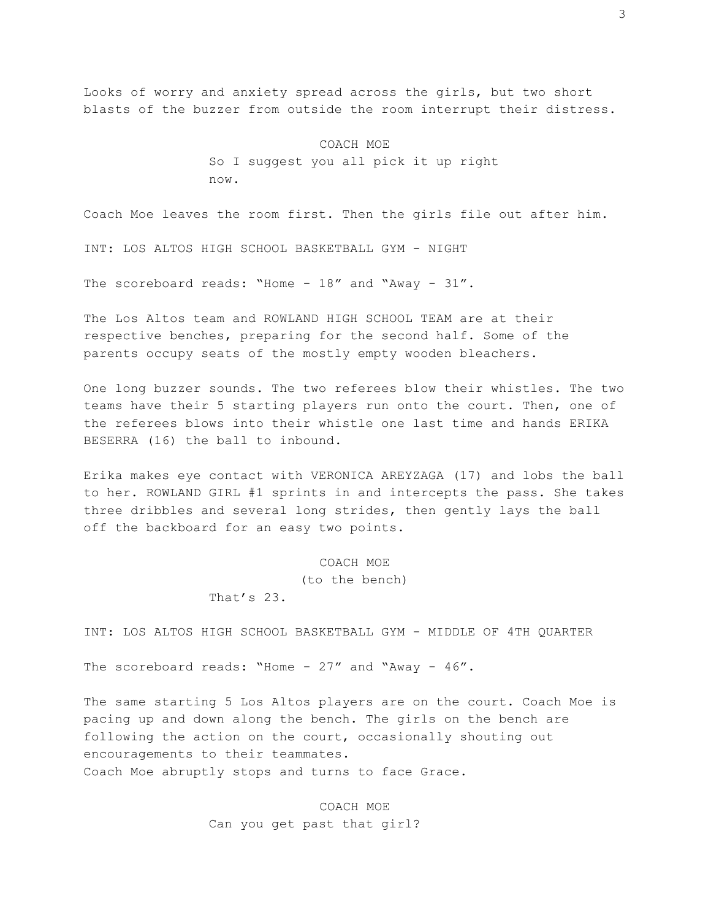Looks of worry and anxiety spread across the girls, but two short blasts of the buzzer from outside the room interrupt their distress.

COACH MOE
So I suggest you all pick it up right now.

Coach Moe leaves the room first. Then the girls file out after him.

INT: LOS ALTOS HIGH SCHOOL BASKETBALL GYM - NIGHT

The scoreboard reads: “Home - 18” and “Away - 31”.

The Los Altos team and ROWLAND HIGH SCHOOL TEAM are at their respective benches, preparing for the second half. Some of the parents occupy seats of the mostly empty wooden bleachers.

One long buzzer sounds. The two referees blow their whistles. The two teams have their 5 starting players run onto the court. Then, one of the referees blows into their whistle one last time and hands ERIKA BESERRA (16) the ball to inbound.

Erika makes eye contact with VERONICA AREYZAGA (17) and lobs the ball to her. ROWLAND GIRL #1 sprints in and intercepts the pass. She takes three dribbles and several long strides, then gently lays the ball off the backboard for an easy two points.

COACH MOE
(to the bench)
That’s 23.

INT: LOS ALTOS HIGH SCHOOL BASKETBALL GYM - MIDDLE OF 4TH QUARTER

The scoreboard reads: “Home - 27” and “Away - 46”.

The same starting 5 Los Altos players are on the court. Coach Moe is pacing up and down along the bench. The girls on the bench are following the action on the court, occasionally shouting out encouragements to their teammates.
Coach Moe abruptly stops and turns to face Grace.

COACH MOE
Can you get past that girl?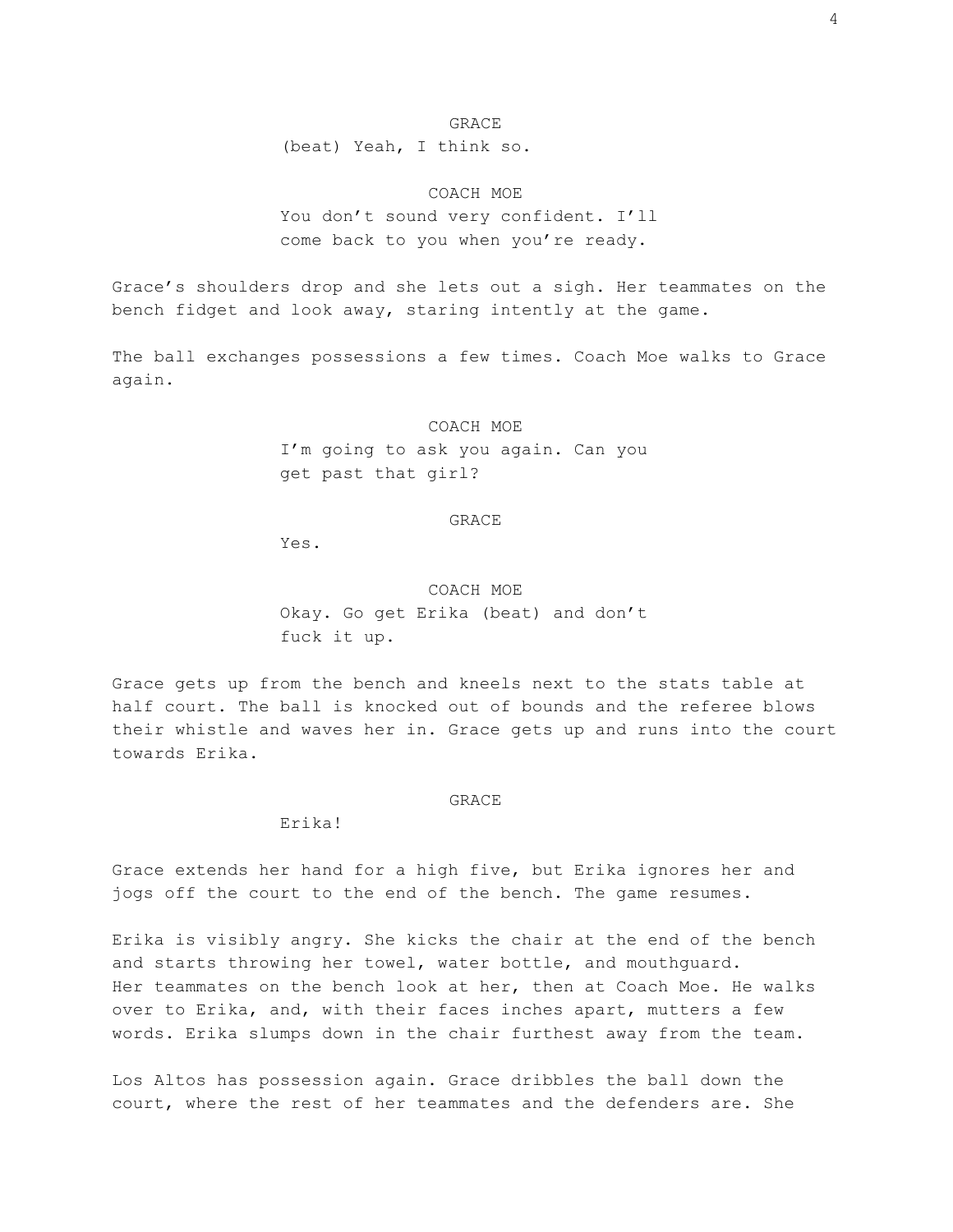GRACE

(beat) Yeah, I think so.

COACH MOE

You don't sound very confident. I'll come back to you when you're ready.

Grace's shoulders drop and she lets out a sigh. Her teammates on the bench fidget and look away, staring intently at the game.

The ball exchanges possessions a few times. Coach Moe walks to Grace again.

COACH MOE

I'm going to ask you again. Can you get past that girl?

GRACE

Yes.

COACH MOE

Okay. Go get Erika (beat) and don't fuck it up.

Grace gets up from the bench and kneels next to the stats table at half court. The ball is knocked out of bounds and the referee blows their whistle and waves her in. Grace gets up and runs into the court towards Erika.

GRACE

Erika!

Grace extends her hand for a high five, but Erika ignores her and jogs off the court to the end of the bench. The game resumes.

Erika is visibly angry. She kicks the chair at the end of the bench and starts throwing her towel, water bottle, and mouthguard. Her teammates on the bench look at her, then at Coach Moe. He walks over to Erika, and, with their faces inches apart, mutters a few words. Erika slumps down in the chair furthest away from the team.

Los Altos has possession again. Grace dribbles the ball down the court, where the rest of her teammates and the defenders are. She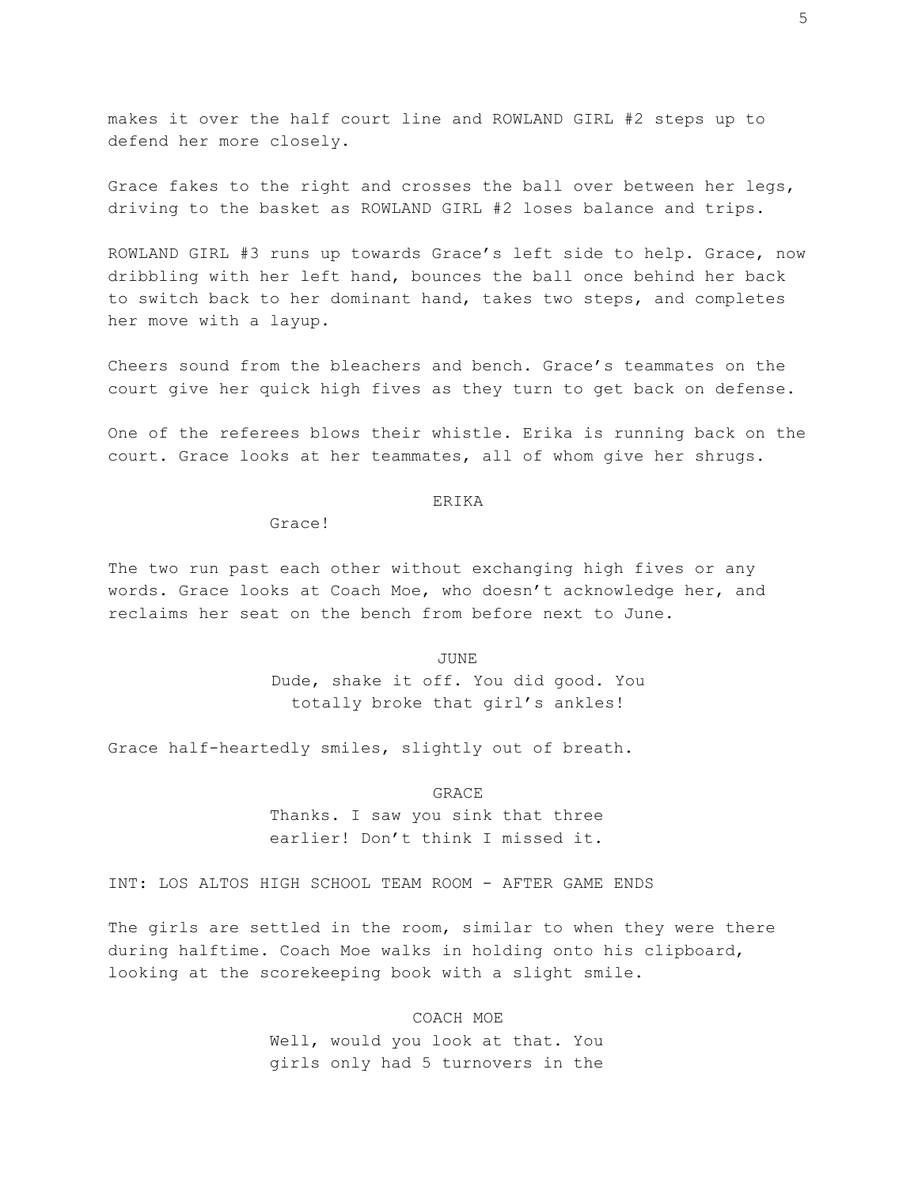makes it over the half court line and ROWLAND GIRL #2 steps up to defend her more closely.

Grace fakes to the right and crosses the ball over between her legs, driving to the basket as ROWLAND GIRL #2 loses balance and trips.

ROWLAND GIRL #3 runs up towards Grace's left side to help. Grace, now dribbling with her left hand, bounces the ball once behind her back to switch back to her dominant hand, takes two steps, and completes her move with a layup.

Cheers sound from the bleachers and bench. Grace's teammates on the court give her quick high fives as they turn to get back on defense.

One of the referees blows their whistle. Erika is running back on the court. Grace looks at her teammates, all of whom give her shrugs.

ERIKA

Grace!

The two run past each other without exchanging high fives or any words. Grace looks at Coach Moe, who doesn't acknowledge her, and reclaims her seat on the bench from before next to June.

JUNE

Dude, shake it off. You did good. You totally broke that girl's ankles!

Grace half-heartedly smiles, slightly out of breath.

GRACE

Thanks. I saw you sink that three earlier! Don't think I missed it.

INT: LOS ALTOS HIGH SCHOOL TEAM ROOM - AFTER GAME ENDS

The girls are settled in the room, similar to when they were there during halftime. Coach Moe walks in holding onto his clipboard, looking at the scorekeeping book with a slight smile.

COACH MOE

Well, would you look at that. You girls only had 5 turnovers in the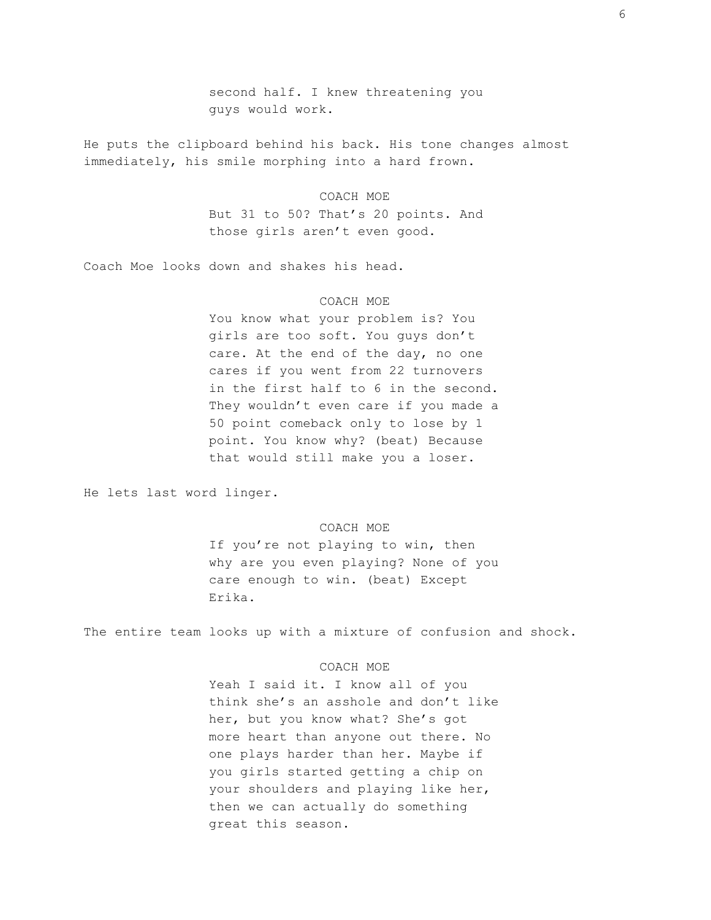second half. I knew threatening you guys would work.

He puts the clipboard behind his back. His tone changes almost immediately, his smile morphing into a hard frown.

COACH MOE

But 31 to 50? That's 20 points. And those girls aren't even good.

Coach Moe looks down and shakes his head.

COACH MOE

You know what your problem is? You girls are too soft. You guys don't care. At the end of the day, no one cares if you went from 22 turnovers in the first half to 6 in the second. They wouldn't even care if you made a 50 point comeback only to lose by 1 point. You know why? (beat) Because that would still make you a loser.

He lets last word linger.

COACH MOE

If you're not playing to win, then why are you even playing? None of you care enough to win. (beat) Except Erika.

The entire team looks up with a mixture of confusion and shock.

COACH MOE

Yeah I said it. I know all of you think she's an asshole and don't like her, but you know what? She's got more heart than anyone out there. No one plays harder than her. Maybe if you girls started getting a chip on your shoulders and playing like her, then we can actually do something great this season.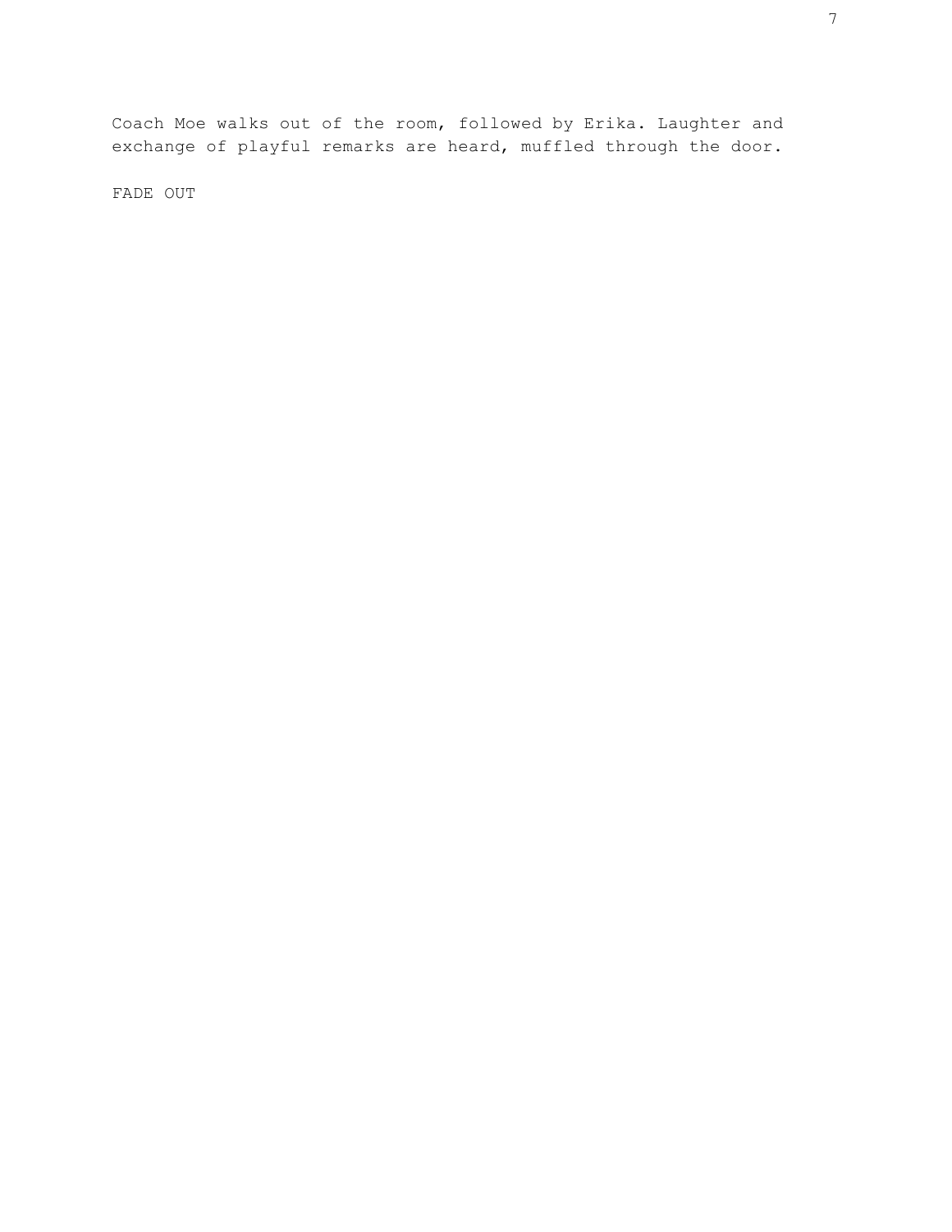Coach Moe walks out of the room, followed by Erika. Laughter and exchange of playful remarks are heard, muffled through the door.

FADE OUT